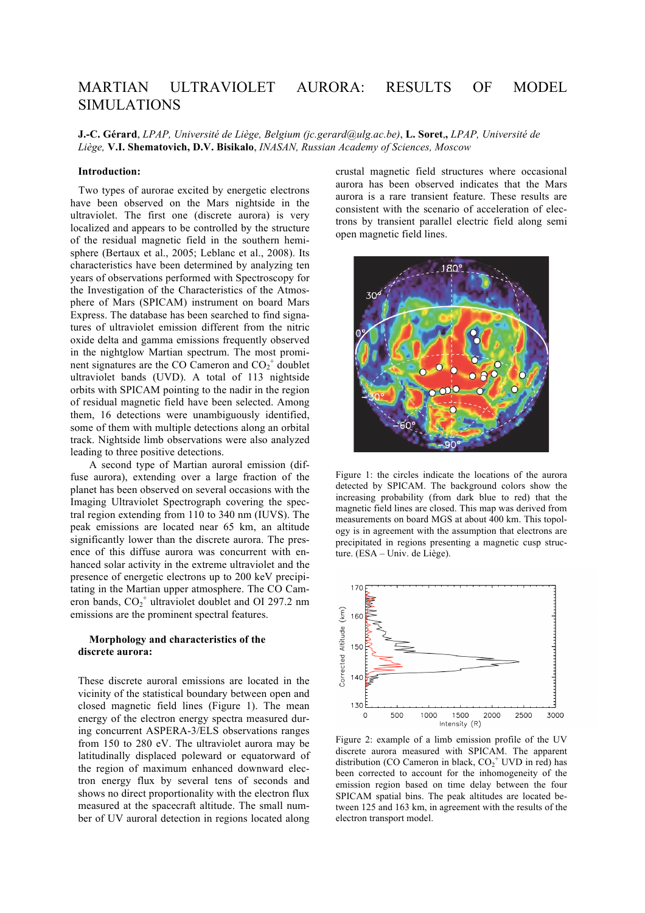# MARTIAN ULTRAVIOLET AURORA: RESULTS OF MODEL SIMULATIONS

**J.-C. Gérard**, *LPAP, Université de Liège, Belgium (jc.gerard@ulg.ac.be)*, **L. Soret**, *LPAP, Université de Liège,* **V.I. Shematovich, D.V. Bisikalo**, *INASAN, Russian Academy of Sciences, Moscow*

## Introduction:

Two types of aurorae excited by energetic electrons have been observed on the Mars nightside in the ultraviolet. The first one (discrete aurora) is very localized and appears to be controlled by the structure of the residual magnetic field in the southern hemisphere (Bertaux et al., 2005; Leblanc et al., 2008). Its characteristics have been determined by analyzing ten years of observations performed with Spectroscopy for the Investigation of the Characteristics of the Atmosphere of Mars (SPICAM) instrument on board Mars Express. The database has been searched to find signatures of ultraviolet emission different from the nitric oxide delta and gamma emissions frequently observed in the nightglow Martian spectrum. The most prominent signatures are the CO Cameron and $CO_2^+$ doublet ultraviolet bands (UVD). A total of 113 nightside orbits with SPICAM pointing to the nadir in the region of residual magnetic field have been selected. Among them, 16 detections were unambiguously identified, some of them with multiple detections along an orbital track. Nightside limb observations were also analyzed leading to three positive detections.

A second type of Martian auroral emission (diffuse aurora), extending over a large fraction of the planet has been observed on several occasions with the Imaging Ultraviolet Spectrograph covering the spectral region extending from 110 to 340 nm (IUVS). The peak emissions are located near 65 km, an altitude significantly lower than the discrete aurora. The presence of this diffuse aurora was concurrent with enhanced solar activity in the extreme ultraviolet and the presence of energetic electrons up to 200 keV precipitating in the Martian upper atmosphere. The CO Cameron bands, $CO_2^+$ ultraviolet doublet and OI 297.2 nm emissions are the prominent spectral features.

## Morphology and characteristics of the discrete aurora:

These discrete auroral emissions are located in the vicinity of the statistical boundary between open and closed magnetic field lines (Figure 1). The mean energy of the electron energy spectra measured during concurrent ASPERA-3/ELS observations ranges from 150 to 280 eV. The ultraviolet aurora may be latitudinally displaced poleward or equatorward of the region of maximum enhanced downward electron energy flux by several tens of seconds and shows no direct proportionality with the electron flux measured at the spacecraft altitude. The small number of UV auroral detection in regions located along crustal magnetic field structures where occasional aurora has been observed indicates that the Mars aurora is a rare transient feature. These results are consistent with the scenario of acceleration of electrons by transient parallel electric field along semi open magnetic field lines.

Figure 1: the circles indicate the locations of the aurora detected by SPICAM. The background colors show the increasing probability (from dark blue to red) that the magnetic field lines are closed. This map was derived from measurements on board MGS at about 400 km. This topology is in agreement with the assumption that electrons are precipitated in regions presenting a magnetic cusp structure. (ESA – Univ. de Liège).

Figure 2: example of a limb emission profile of the UV discrete aurora measured with SPICAM. The apparent distribution (CO Cameron in black, $CO_2^+$ UVD in red) has been corrected to account for the inhomogeneity of the emission region based on time delay between the four SPICAM spatial bins. The peak altitudes are located between 125 and 163 km, in agreement with the results of the electron transport model.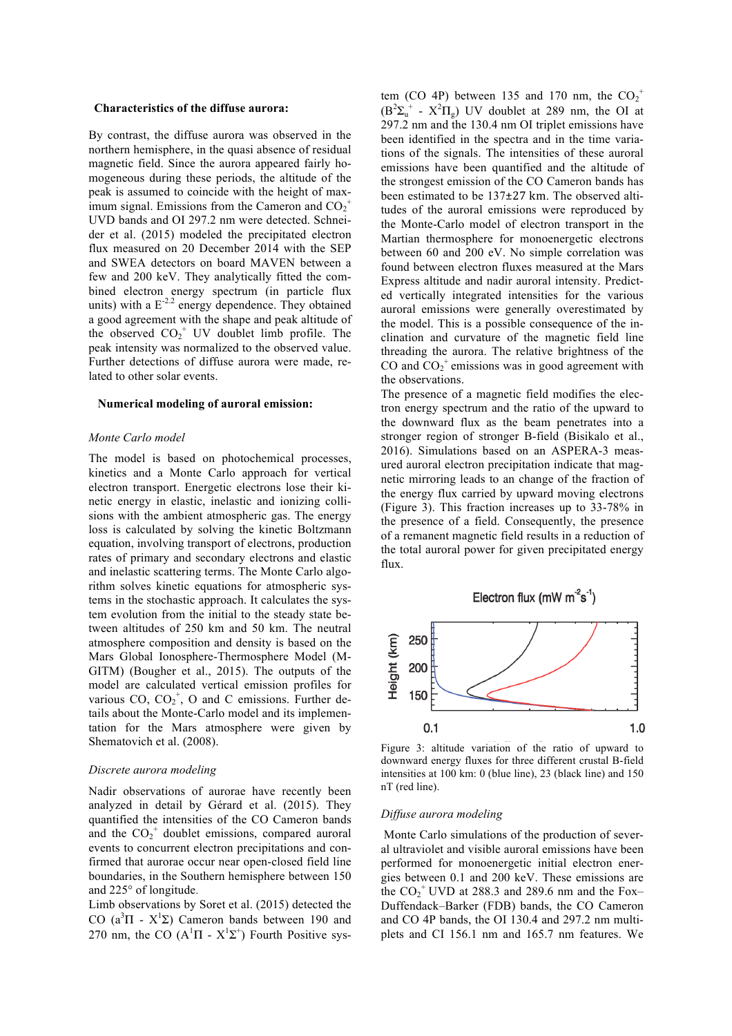**Characteristics of the diffuse aurora:**

By contrast, the diffuse aurora was observed in the northern hemisphere, in the quasi absence of residual magnetic field. Since the aurora appeared fairly homogeneous during these periods, the altitude of the peak is assumed to coincide with the height of maximum signal. Emissions from the Cameron and $CO_2^+$ UVD bands and OI 297.2 nm were detected. Schneider et al. (2015) modeled the precipitated electron flux measured on 20 December 2014 with the SEP and SWEA detectors on board MAVEN between a few and 200 keV. They analytically fitted the combined electron energy spectrum (in particle flux units) with a $E^{-2.2}$ energy dependence. They obtained a good agreement with the shape and peak altitude of the observed $CO_2^+$ UV doublet limb profile. The peak intensity was normalized to the observed value. Further detections of diffuse aurora were made, related to other solar events.

**Numerical modeling of auroral emission:**

*Monte Carlo model*

The model is based on photochemical processes, kinetics and a Monte Carlo approach for vertical electron transport. Energetic electrons lose their kinetic energy in elastic, inelastic and ionizing collisions with the ambient atmospheric gas. The energy loss is calculated by solving the kinetic Boltzmann equation, involving transport of electrons, production rates of primary and secondary electrons and elastic and inelastic scattering terms. The Monte Carlo algorithm solves kinetic equations for atmospheric systems in the stochastic approach. It calculates the system evolution from the initial to the steady state between altitudes of 250 km and 50 km. The neutral atmosphere composition and density is based on the Mars Global Ionosphere-Thermosphere Model (M-GITM) (Bougher et al., 2015). The outputs of the model are calculated vertical emission profiles for various CO, $CO_2^+$, O and C emissions. Further details about the Monte-Carlo model and its implementation for the Mars atmosphere were given by Shematovich et al. (2008).

*Discrete aurora modeling*

Nadir observations of aurorae have recently been analyzed in detail by Gérard et al. (2015). They quantified the intensities of the CO Cameron bands and the $CO_2^+$ doublet emissions, compared auroral events to concurrent electron precipitations and confirmed that aurorae occur near open-closed field line boundaries, in the Southern hemisphere between 150 and 225° of longitude.

Limb observations by Soret et al. (2015) detected the CO ($a^3\Pi$ - $X^1\Sigma$) Cameron bands between 190 and 270 nm, the CO ($A^1\Pi$ - $X^1\Sigma^+$) Fourth Positive system (CO 4P) between 135 and 170 nm, the $CO_2^+$ ($B^2\Sigma_u^+$ - $X^2\Pi_g$) UV doublet at 289 nm, the OI at 297.2 nm and the 130.4 nm OI triplet emissions have been identified in the spectra and in the time variations of the signals. The intensities of these auroral emissions have been quantified and the altitude of the strongest emission of the CO Cameron bands has been estimated to be 137±27 km. The observed altitudes of the auroral emissions were reproduced by the Monte-Carlo model of electron transport in the Martian thermosphere for monoenergetic electrons between 60 and 200 eV. No simple correlation was found between electron fluxes measured at the Mars Express altitude and nadir auroral intensity. Predicted vertically integrated intensities for the various auroral emissions were generally overestimated by the model. This is a possible consequence of the inclination and curvature of the magnetic field line threading the aurora. The relative brightness of the CO and $CO_2^+$ emissions was in good agreement with the observations.

The presence of a magnetic field modifies the electron energy spectrum and the ratio of the upward to the downward flux as the beam penetrates into a stronger region of stronger B-field (Bisikalo et al., 2016). Simulations based on an ASPERA-3 measured auroral electron precipitation indicate that magnetic mirroring leads to an change of the fraction of the energy flux carried by upward moving electrons (Figure 3). This fraction increases up to 33-78% in the presence of a field. Consequently, the presence of a remanent magnetic field results in a reduction of the total auroral power for given precipitated energy flux.

Figure 3: altitude variation of the ratio of upward to downward energy fluxes for three different crustal B-field intensities at 100 km: 0 (blue line), 23 (black line) and 150 nT (red line).

*Diffuse aurora modeling*

Monte Carlo simulations of the production of several ultraviolet and visible auroral emissions have been performed for monoenergetic initial electron energies between 0.1 and 200 keV. These emissions are the $CO_2^+$ UVD at 288.3 and 289.6 nm and the Fox–Duffendack–Barker (FDB) bands, the CO Cameron and CO 4P bands, the OI 130.4 and 297.2 nm multiplets and CI 156.1 nm and 165.7 nm features. We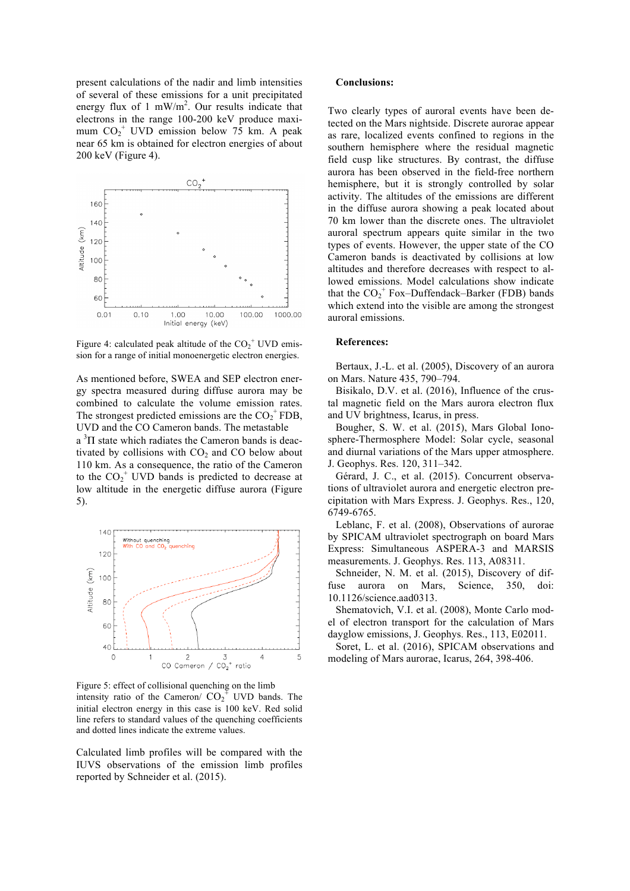present calculations of the nadir and limb intensities of several of these emissions for a unit precipitated energy flux of 1 mW/m$^2$. Our results indicate that electrons in the range 100-200 keV produce maximum $CO_2^+$ UVD emission below 75 km. A peak near 65 km is obtained for electron energies of about 200 keV (Figure 4).

$CO_2^+$

Altitude (km)

160
140
120
100
80
60

0.01 0.10 1.00 10.00 100.00 1000.00

Initial energy (keV)

Figure 4: calculated peak altitude of the $CO_2^+$ UVD emission for a range of initial monoenergetic electron energies.

As mentioned before, SWEA and SEP electron energy spectra measured during diffuse aurora may be combined to calculate the volume emission rates. The strongest predicted emissions are the $CO_2^+$ FDB, UVD and the CO Cameron bands. The metastable a $^3\Pi$ state which radiates the Cameron bands is deactivated by collisions with $CO_2$ and CO below about 110 km. As a consequence, the ratio of the Cameron to the $CO_2^+$ UVD bands is predicted to decrease at low altitude in the energetic diffuse aurora (Figure 5).

Without quenching

With CO and $CO_2$ quenching

Altitude (km)

140
120
100
80
60
40

0 1 2 3 4 5

CO Cameron / $CO_2^+$ ratio

Figure 5: effect of collisional quenching on the limb intensity ratio of the Cameron/ $CO_2^+$ UVD bands. The initial electron energy in this case is 100 keV. Red solid line refers to standard values of the quenching coefficients and dotted lines indicate the extreme values.

Calculated limb profiles will be compared with the IUVS observations of the emission limb profiles reported by Schneider et al. (2015).

## Conclusions:

Two clearly types of auroral events have been detected on the Mars nightside. Discrete aurorae appear as rare, localized events confined to regions in the southern hemisphere where the residual magnetic field cusp like structures. By contrast, the diffuse aurora has been observed in the field-free northern hemisphere, but it is strongly controlled by solar activity. The altitudes of the emissions are different in the diffuse aurora showing a peak located about 70 km lower than the discrete ones. The ultraviolet auroral spectrum appears quite similar in the two types of events. However, the upper state of the CO Cameron bands is deactivated by collisions at low altitudes and therefore decreases with respect to allowed emissions. Model calculations show indicate that the $CO_2^+$ Fox–Duffendack–Barker (FDB) bands which extend into the visible are among the strongest auroral emissions.

## References:

Bertaux, J.-L. et al. (2005), Discovery of an aurora on Mars. Nature 435, 790–794.

Bisikalo, D.V. et al. (2016), Influence of the crustal magnetic field on the Mars aurora electron flux and UV brightness, Icarus, in press.

Bougher, S. W. et al. (2015), Mars Global Ionosphere-Thermosphere Model: Solar cycle, seasonal and diurnal variations of the Mars upper atmosphere. J. Geophys. Res. 120, 311–342.

Gérard, J. C., et al. (2015). Concurrent observations of ultraviolet aurora and energetic electron precipitation with Mars Express. J. Geophys. Res., 120, 6749-6765.

Leblanc, F. et al. (2008), Observations of aurorae by SPICAM ultraviolet spectrograph on board Mars Express: Simultaneous ASPERA-3 and MARSIS measurements. J. Geophys. Res. 113, A08311.

Schneider, N. M. et al. (2015), Discovery of diffuse aurora on Mars, Science, 350, doi: 10.1126/science.aad0313.

Shematovich, V.I. et al. (2008), Monte Carlo model of electron transport for the calculation of Mars dayglow emissions, J. Geophys. Res., 113, E02011.

Soret, L. et al. (2016), SPICAM observations and modeling of Mars aurorae, Icarus, 264, 398-406.